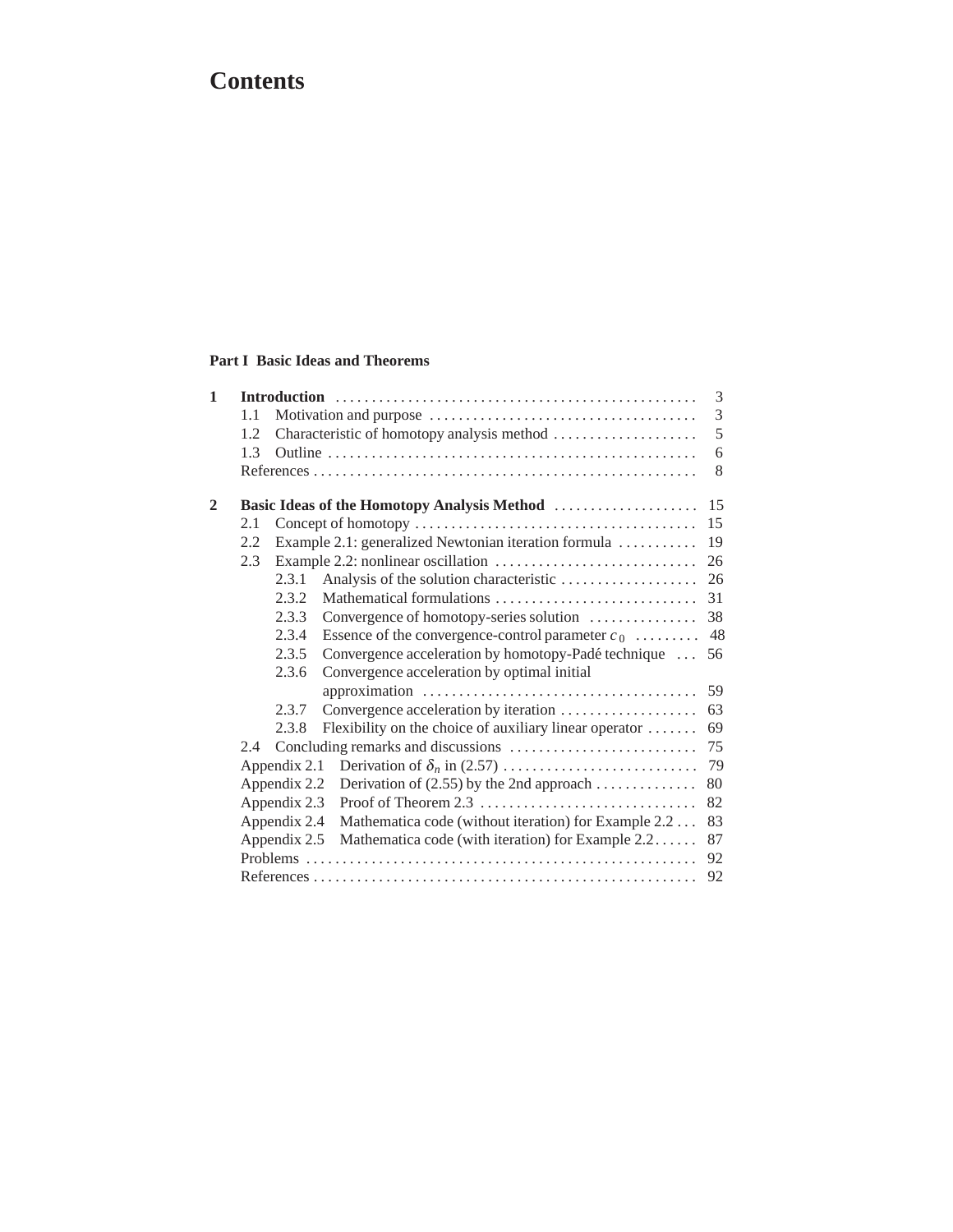# Contents

## Part I Basic Ideas and Theorems

**1 Introduction** ..... 3
- 1.1 Motivation and purpose ..... 3
- 1.2 Characteristic of homotopy analysis method ..... 5
- 1.3 Outline ..... 6
- References ..... 8

**2 Basic Ideas of the Homotopy Analysis Method** ..... 15
- 2.1 Concept of homotopy ..... 15
- 2.2 Example 2.1: generalized Newtonian iteration formula ..... 19
- 2.3 Example 2.2: nonlinear oscillation ..... 26
  - 2.3.1 Analysis of the solution characteristic ..... 26
  - 2.3.2 Mathematical formulations ..... 31
  - 2.3.3 Convergence of homotopy-series solution ..... 38
  - 2.3.4 Essence of the convergence-control parameter $c_0$ ..... 48
  - 2.3.5 Convergence acceleration by homotopy-Padé technique ..... 56
  - 2.3.6 Convergence acceleration by optimal initial approximation ..... 59
  - 2.3.7 Convergence acceleration by iteration ..... 63
  - 2.3.8 Flexibility on the choice of auxiliary linear operator ..... 69
- 2.4 Concluding remarks and discussions ..... 75
- Appendix 2.1 Derivation of $\delta_n$ in (2.57) ..... 79
- Appendix 2.2 Derivation of (2.55) by the 2nd approach ..... 80
- Appendix 2.3 Proof of Theorem 2.3 ..... 82
- Appendix 2.4 Mathematica code (without iteration) for Example 2.2 ..... 83
- Appendix 2.5 Mathematica code (with iteration) for Example 2.2 ..... 87
- Problems ..... 92
- References ..... 92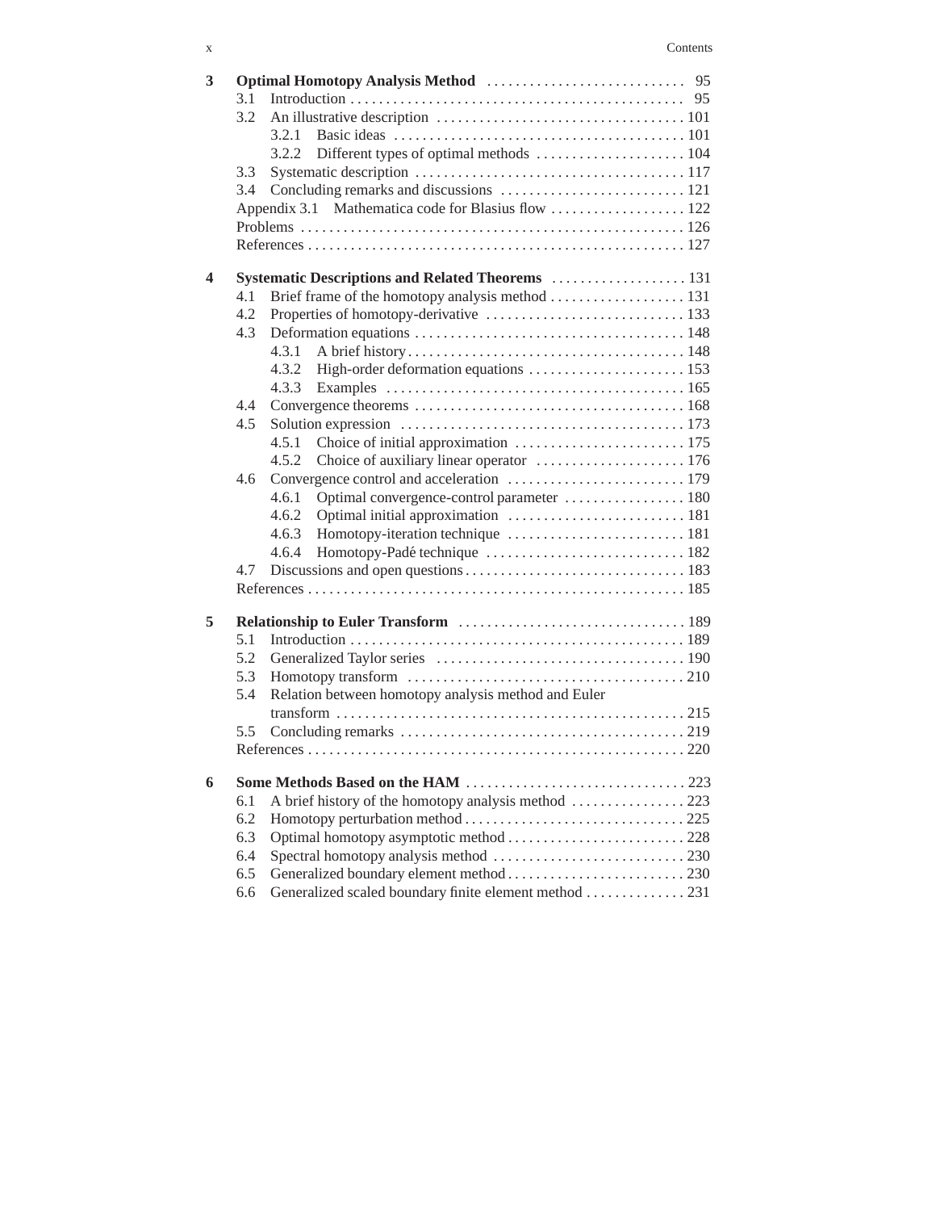**3 Optimal Homotopy Analysis Method** ..... 95

- 3.1 Introduction ..... 95
- 3.2 An illustrative description ..... 101
  - 3.2.1 Basic ideas ..... 101
  - 3.2.2 Different types of optimal methods ..... 104
- 3.3 Systematic description ..... 117
- 3.4 Concluding remarks and discussions ..... 121
- Appendix 3.1 Mathematica code for Blasius flow ..... 122
- Problems ..... 126
- References ..... 127

**4 Systematic Descriptions and Related Theorems** ..... 131

- 4.1 Brief frame of the homotopy analysis method ..... 131
- 4.2 Properties of homotopy-derivative ..... 133
- 4.3 Deformation equations ..... 148
  - 4.3.1 A brief history ..... 148
  - 4.3.2 High-order deformation equations ..... 153
  - 4.3.3 Examples ..... 165
- 4.4 Convergence theorems ..... 168
- 4.5 Solution expression ..... 173
  - 4.5.1 Choice of initial approximation ..... 175
  - 4.5.2 Choice of auxiliary linear operator ..... 176
- 4.6 Convergence control and acceleration ..... 179
  - 4.6.1 Optimal convergence-control parameter ..... 180
  - 4.6.2 Optimal initial approximation ..... 181
  - 4.6.3 Homotopy-iteration technique ..... 181
  - 4.6.4 Homotopy-Padé technique ..... 182
- 4.7 Discussions and open questions ..... 183
- References ..... 185

**5 Relationship to Euler Transform** ..... 189

- 5.1 Introduction ..... 189
- 5.2 Generalized Taylor series ..... 190
- 5.3 Homotopy transform ..... 210
- 5.4 Relation between homotopy analysis method and Euler transform ..... 215
- 5.5 Concluding remarks ..... 219
- References ..... 220

**6 Some Methods Based on the HAM** ..... 223

- 6.1 A brief history of the homotopy analysis method ..... 223
- 6.2 Homotopy perturbation method ..... 225
- 6.3 Optimal homotopy asymptotic method ..... 228
- 6.4 Spectral homotopy analysis method ..... 230
- 6.5 Generalized boundary element method ..... 230
- 6.6 Generalized scaled boundary finite element method ..... 231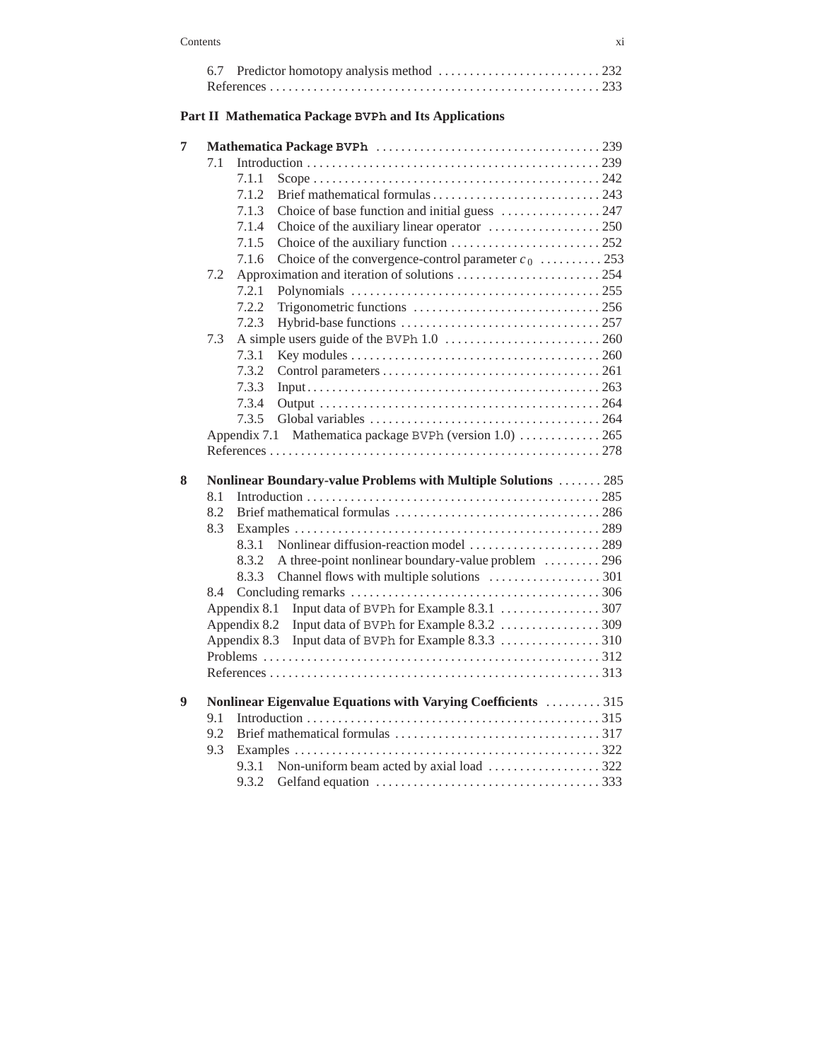6.7 Predictor homotopy analysis method .......................... 232
References ...................................................... 233

## Part II Mathematica Package `BVPh` and Its Applications

**7 Mathematica Package `BVPh`** .................................... 239

- 7.1 Introduction ................................................ 239
  - 7.1.1 Scope ............................................... 242
  - 7.1.2 Brief mathematical formulas ........................... 243
  - 7.1.3 Choice of base function and initial guess ............. 247
  - 7.1.4 Choice of the auxiliary linear operator ............... 250
  - 7.1.5 Choice of the auxiliary function ...................... 252
  - 7.1.6 Choice of the convergence-control parameter $c_0$ .......... 253
- 7.2 Approximation and iteration of solutions .................... 254
  - 7.2.1 Polynomials ........................................... 255
  - 7.2.2 Trigonometric functions ............................... 256
  - 7.2.3 Hybrid-base functions ................................. 257
- 7.3 A simple users guide of the `BVPh` 1.0 ......................... 260
  - 7.3.1 Key modules ........................................... 260
  - 7.3.2 Control parameters .................................... 261
  - 7.3.3 Input ................................................. 263
  - 7.3.4 Output ................................................ 264
  - 7.3.5 Global variables ...................................... 264
- Appendix 7.1 Mathematica package `BVPh` (version 1.0) ............. 265
- References ...................................................... 278

**8 Nonlinear Boundary-value Problems with Multiple Solutions** ....... 285

- 8.1 Introduction ................................................ 285
- 8.2 Brief mathematical formulas ................................. 286
- 8.3 Examples .................................................... 289
  - 8.3.1 Nonlinear diffusion-reaction model ..................... 289
  - 8.3.2 A three-point nonlinear boundary-value problem ......... 296
  - 8.3.3 Channel flows with multiple solutions .................. 301
- 8.4 Concluding remarks .......................................... 306
- Appendix 8.1 Input data of `BVPh` for Example 8.3.1 ................ 307
- Appendix 8.2 Input data of `BVPh` for Example 8.3.2 ................ 309
- Appendix 8.3 Input data of `BVPh` for Example 8.3.3 ................ 310
- Problems ........................................................ 312
- References ...................................................... 313

**9 Nonlinear Eigenvalue Equations with Varying Coefficients** ......... 315

- 9.1 Introduction ................................................ 315
- 9.2 Brief mathematical formulas ................................. 317
- 9.3 Examples .................................................... 322
  - 9.3.1 Non-uniform beam acted by axial load .................. 322
  - 9.3.2 Gelfand equation ...................................... 333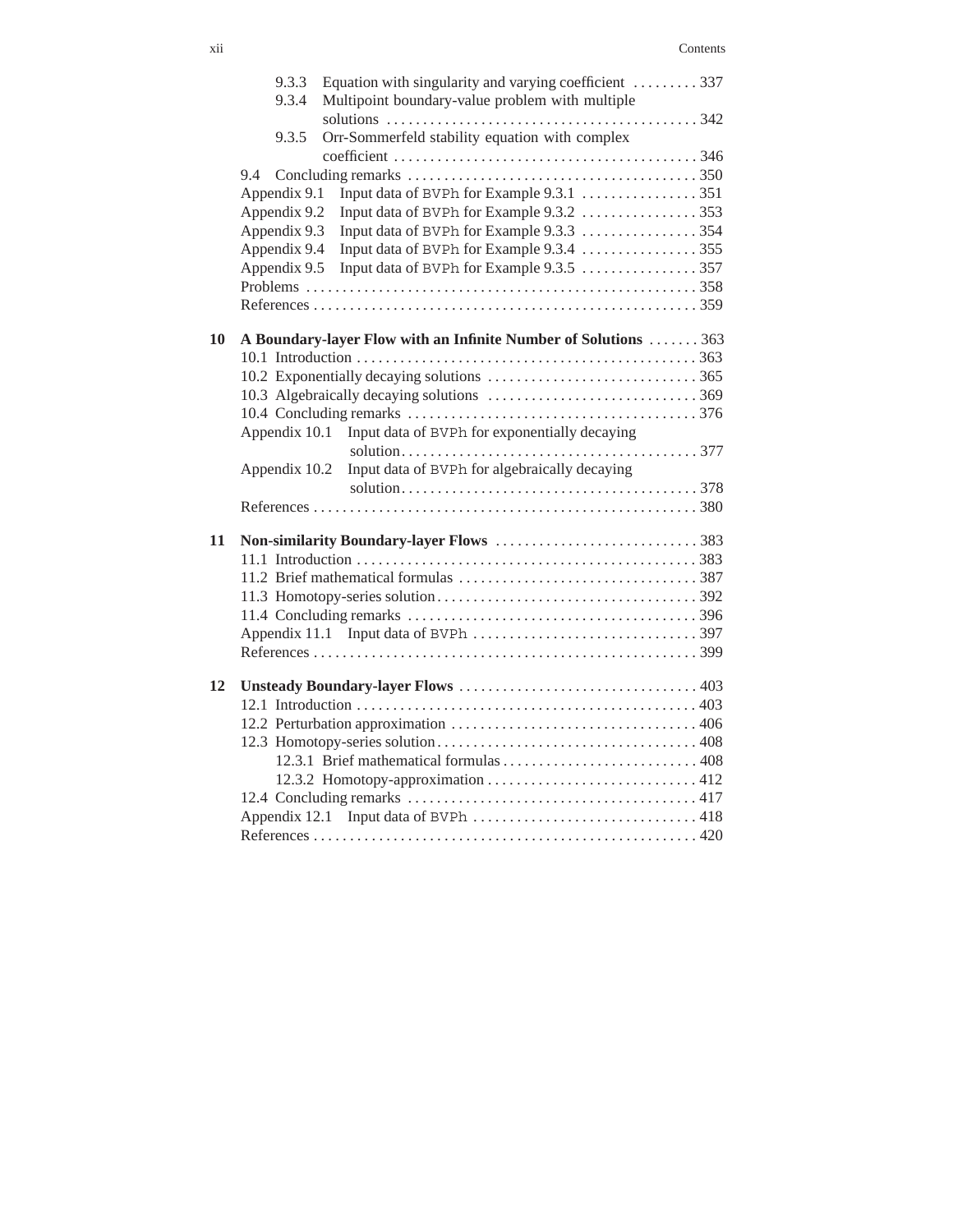9.3.3 Equation with singularity and varying coefficient . . . . . . . . . 337
9.3.4 Multipoint boundary-value problem with multiple solutions . . . . . . . . . . . . . . . . . . . . . . . . . . . . . . . . . . . . . . . . . . . 342
9.3.5 Orr-Sommerfeld stability equation with complex coefficient . . . . . . . . . . . . . . . . . . . . . . . . . . . . . . . . . . . . . . . . . 346

9.4 Concluding remarks . . . . . . . . . . . . . . . . . . . . . . . . . . . . . . . . . . . . . . . 350

Appendix 9.1 Input data of `BVPh` for Example 9.3.1 . . . . . . . . . . . . . . . . 351
Appendix 9.2 Input data of `BVPh` for Example 9.3.2 . . . . . . . . . . . . . . . . 353
Appendix 9.3 Input data of `BVPh` for Example 9.3.3 . . . . . . . . . . . . . . . . 354
Appendix 9.4 Input data of `BVPh` for Example 9.3.4 . . . . . . . . . . . . . . . . 355
Appendix 9.5 Input data of `BVPh` for Example 9.3.5 . . . . . . . . . . . . . . . . 357

Problems . . . . . . . . . . . . . . . . . . . . . . . . . . . . . . . . . . . . . . . . . . . . . . . . . . . . . 358
References . . . . . . . . . . . . . . . . . . . . . . . . . . . . . . . . . . . . . . . . . . . . . . . . . . . 359

**10 A Boundary-layer Flow with an Infinite Number of Solutions . . . . . . . 363**

10.1 Introduction . . . . . . . . . . . . . . . . . . . . . . . . . . . . . . . . . . . . . . . . . . . . . . 363
10.2 Exponentially decaying solutions . . . . . . . . . . . . . . . . . . . . . . . . . . . . 365
10.3 Algebraically decaying solutions . . . . . . . . . . . . . . . . . . . . . . . . . . . . 369
10.4 Concluding remarks . . . . . . . . . . . . . . . . . . . . . . . . . . . . . . . . . . . . . . . 376

Appendix 10.1 Input data of `BVPh` for exponentially decaying solution. . . . . . . . . . . . . . . . . . . . . . . . . . . . . . . . . . . . . . . . . 377
Appendix 10.2 Input data of `BVPh` for algebraically decaying solution. . . . . . . . . . . . . . . . . . . . . . . . . . . . . . . . . . . . . . . . . 378

References . . . . . . . . . . . . . . . . . . . . . . . . . . . . . . . . . . . . . . . . . . . . . . . . . . . 380

**11 Non-similarity Boundary-layer Flows . . . . . . . . . . . . . . . . . . . . . . . . . . . 383**

11.1 Introduction . . . . . . . . . . . . . . . . . . . . . . . . . . . . . . . . . . . . . . . . . . . . . . 383
11.2 Brief mathematical formulas . . . . . . . . . . . . . . . . . . . . . . . . . . . . . . . . 387
11.3 Homotopy-series solution . . . . . . . . . . . . . . . . . . . . . . . . . . . . . . . . . . . 392
11.4 Concluding remarks . . . . . . . . . . . . . . . . . . . . . . . . . . . . . . . . . . . . . . . 396

Appendix 11.1 Input data of `BVPh` . . . . . . . . . . . . . . . . . . . . . . . . . . . . . . 397

References . . . . . . . . . . . . . . . . . . . . . . . . . . . . . . . . . . . . . . . . . . . . . . . . . . . 399

**12 Unsteady Boundary-layer Flows . . . . . . . . . . . . . . . . . . . . . . . . . . . . . . . . 403**

12.1 Introduction . . . . . . . . . . . . . . . . . . . . . . . . . . . . . . . . . . . . . . . . . . . . . . 403
12.2 Perturbation approximation . . . . . . . . . . . . . . . . . . . . . . . . . . . . . . . . . 406
12.3 Homotopy-series solution . . . . . . . . . . . . . . . . . . . . . . . . . . . . . . . . . . . 408
12.3.1 Brief mathematical formulas . . . . . . . . . . . . . . . . . . . . . . . . . . 408
12.3.2 Homotopy-approximation . . . . . . . . . . . . . . . . . . . . . . . . . . . . 412
12.4 Concluding remarks . . . . . . . . . . . . . . . . . . . . . . . . . . . . . . . . . . . . . . . 417

Appendix 12.1 Input data of `BVPh` . . . . . . . . . . . . . . . . . . . . . . . . . . . . . . 418

References . . . . . . . . . . . . . . . . . . . . . . . . . . . . . . . . . . . . . . . . . . . . . . . . . . . 420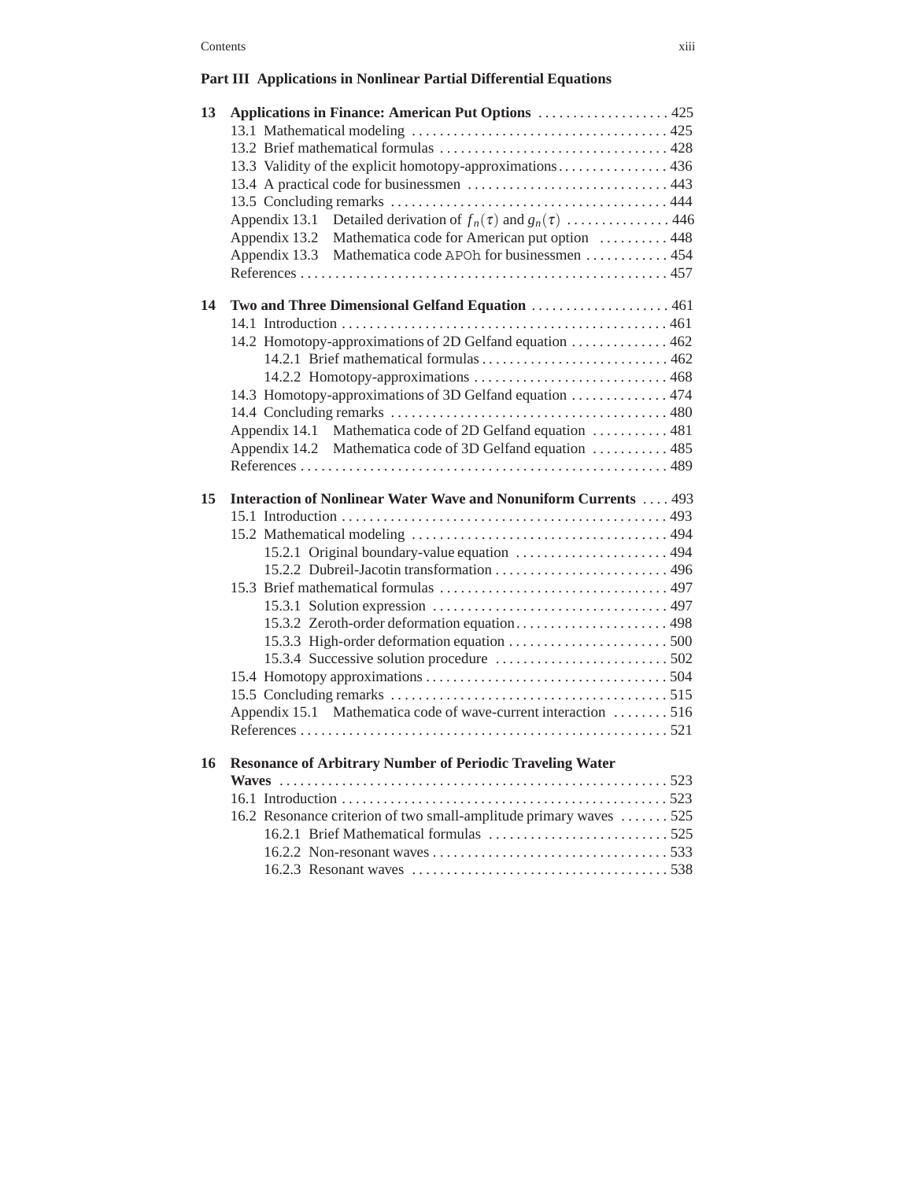## Part III Applications in Nonlinear Partial Differential Equations

**13 Applications in Finance: American Put Options** . . . . . . . . . . . . . . . . . . 425
- 13.1 Mathematical modeling . . . . . . . . . . . . . . . . . . . . . . . . . . . . . . . . . . . . . 425
- 13.2 Brief mathematical formulas . . . . . . . . . . . . . . . . . . . . . . . . . . . . . . . . 428
- 13.3 Validity of the explicit homotopy-approximations . . . . . . . . . . . . . . . . 436
- 13.4 A practical code for businessmen . . . . . . . . . . . . . . . . . . . . . . . . . . . . 443
- 13.5 Concluding remarks . . . . . . . . . . . . . . . . . . . . . . . . . . . . . . . . . . . . . . . 444
- Appendix 13.1 Detailed derivation of $f_n(\tau)$ and $g_n(\tau)$ . . . . . . . . . . . . . . 446
- Appendix 13.2 Mathematica code for American put option . . . . . . . . . . 448
- Appendix 13.3 Mathematica code `APOh` for businessmen . . . . . . . . . . . 454
- References . . . . . . . . . . . . . . . . . . . . . . . . . . . . . . . . . . . . . . . . . . . . . . . . . 457

**14 Two and Three Dimensional Gelfand Equation** . . . . . . . . . . . . . . . . . . . . 461
- 14.1 Introduction . . . . . . . . . . . . . . . . . . . . . . . . . . . . . . . . . . . . . . . . . . . . . . 461
- 14.2 Homotopy-approximations of 2D Gelfand equation . . . . . . . . . . . . . 462
  - 14.2.1 Brief mathematical formulas . . . . . . . . . . . . . . . . . . . . . . . . . . . 462
  - 14.2.2 Homotopy-approximations . . . . . . . . . . . . . . . . . . . . . . . . . . . . 468
- 14.3 Homotopy-approximations of 3D Gelfand equation . . . . . . . . . . . . . 474
- 14.4 Concluding remarks . . . . . . . . . . . . . . . . . . . . . . . . . . . . . . . . . . . . . . . 480
- Appendix 14.1 Mathematica code of 2D Gelfand equation . . . . . . . . . . . 481
- Appendix 14.2 Mathematica code of 3D Gelfand equation . . . . . . . . . . . 485
- References . . . . . . . . . . . . . . . . . . . . . . . . . . . . . . . . . . . . . . . . . . . . . . . . . 489

**15 Interaction of Nonlinear Water Wave and Nonuniform Currents** . . . . 493
- 15.1 Introduction . . . . . . . . . . . . . . . . . . . . . . . . . . . . . . . . . . . . . . . . . . . . . . 493
- 15.2 Mathematical modeling . . . . . . . . . . . . . . . . . . . . . . . . . . . . . . . . . . . . . 494
  - 15.2.1 Original boundary-value equation . . . . . . . . . . . . . . . . . . . . . . 494
  - 15.2.2 Dubreil-Jacotin transformation . . . . . . . . . . . . . . . . . . . . . . . . . 496
- 15.3 Brief mathematical formulas . . . . . . . . . . . . . . . . . . . . . . . . . . . . . . . . 497
  - 15.3.1 Solution expression . . . . . . . . . . . . . . . . . . . . . . . . . . . . . . . . . . 497
  - 15.3.2 Zeroth-order deformation equation . . . . . . . . . . . . . . . . . . . . . . 498
  - 15.3.3 High-order deformation equation . . . . . . . . . . . . . . . . . . . . . . . 500
  - 15.3.4 Successive solution procedure . . . . . . . . . . . . . . . . . . . . . . . . . 502
- 15.4 Homotopy approximations . . . . . . . . . . . . . . . . . . . . . . . . . . . . . . . . . . 504
- 15.5 Concluding remarks . . . . . . . . . . . . . . . . . . . . . . . . . . . . . . . . . . . . . . . 515
- Appendix 15.1 Mathematica code of wave-current interaction . . . . . . . . 516
- References . . . . . . . . . . . . . . . . . . . . . . . . . . . . . . . . . . . . . . . . . . . . . . . . . 521

**16 Resonance of Arbitrary Number of Periodic Traveling Water Waves** . . . . . . . . . . . . . . . . . . . . . . . . . . . . . . . . . . . . . . . . . . . . . . . . . . . . . . . 523
- 16.1 Introduction . . . . . . . . . . . . . . . . . . . . . . . . . . . . . . . . . . . . . . . . . . . . . . 523
- 16.2 Resonance criterion of two small-amplitude primary waves . . . . . . . 525
  - 16.2.1 Brief Mathematical formulas . . . . . . . . . . . . . . . . . . . . . . . . . . 525
  - 16.2.2 Non-resonant waves . . . . . . . . . . . . . . . . . . . . . . . . . . . . . . . . . 533
  - 16.2.3 Resonant waves . . . . . . . . . . . . . . . . . . . . . . . . . . . . . . . . . . . . . 538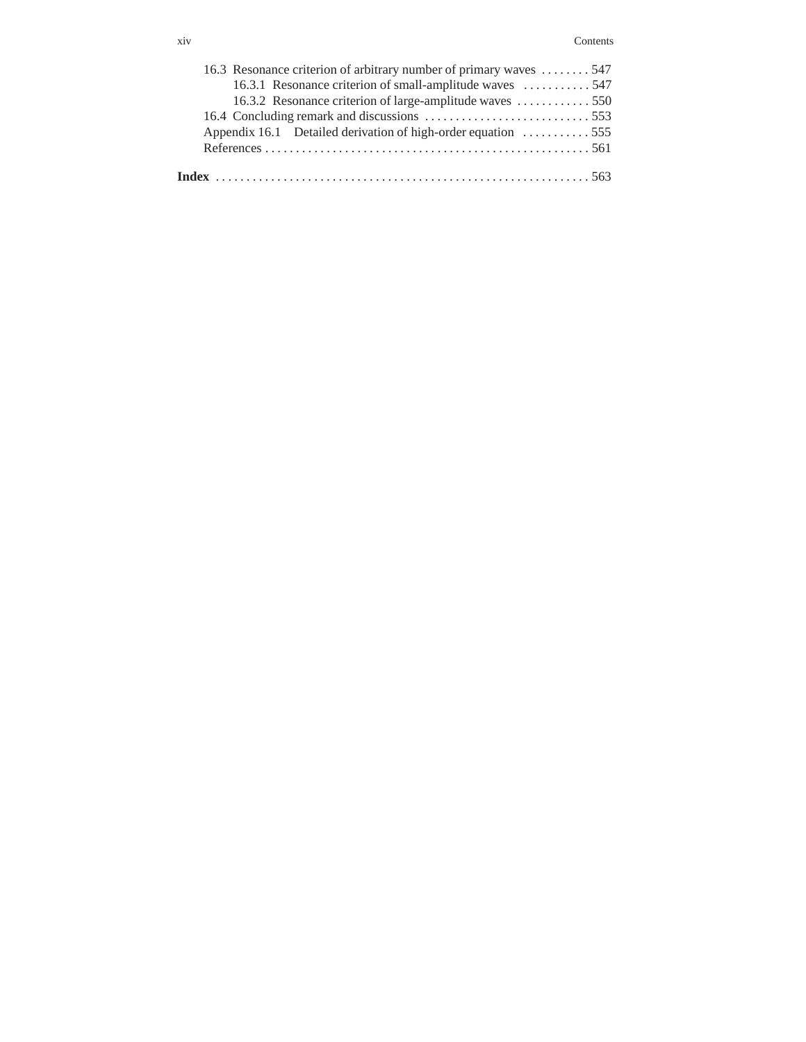16.3 Resonance criterion of arbitrary number of primary waves . . . . . . . . 547

16.3.1 Resonance criterion of small-amplitude waves . . . . . . . . . . . 547

16.3.2 Resonance criterion of large-amplitude waves . . . . . . . . . . . . 550

16.4 Concluding remark and discussions . . . . . . . . . . . . . . . . . . . . . . . . . . . 553

Appendix 16.1 Detailed derivation of high-order equation . . . . . . . . . . . 555

References . . . . . . . . . . . . . . . . . . . . . . . . . . . . . . . . . . . . . . . . . . . . . . . . . . . . . 561

**Index** . . . . . . . . . . . . . . . . . . . . . . . . . . . . . . . . . . . . . . . . . . . . . . . . . . . . . . . . . . . . 563